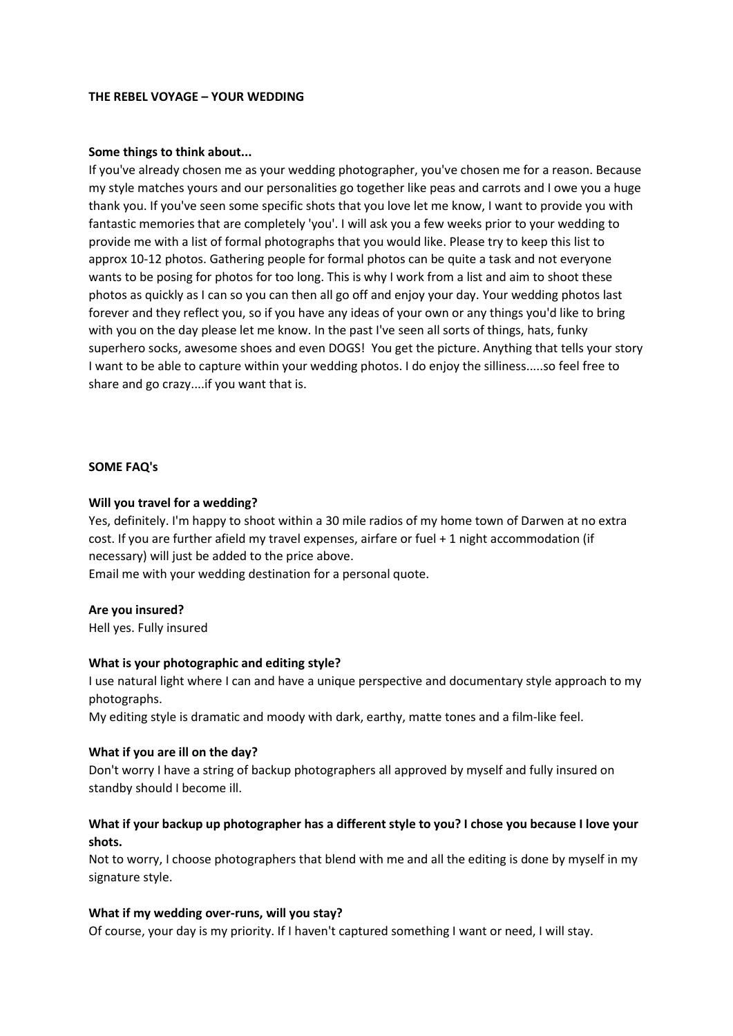**THE REBEL VOYAGE – YOUR WEDDING**

**Some things to think about...**

If you've already chosen me as your wedding photographer, you've chosen me for a reason. Because my style matches yours and our personalities go together like peas and carrots and I owe you a huge thank you. If you've seen some specific shots that you love let me know, I want to provide you with fantastic memories that are completely 'you'. I will ask you a few weeks prior to your wedding to provide me with a list of formal photographs that you would like. Please try to keep this list to approx 10-12 photos. Gathering people for formal photos can be quite a task and not everyone wants to be posing for photos for too long. This is why I work from a list and aim to shoot these photos as quickly as I can so you can then all go off and enjoy your day. Your wedding photos last forever and they reflect you, so if you have any ideas of your own or any things you'd like to bring with you on the day please let me know. In the past I've seen all sorts of things, hats, funky superhero socks, awesome shoes and even DOGS! You get the picture. Anything that tells your story I want to be able to capture within your wedding photos. I do enjoy the silliness.....so feel free to share and go crazy....if you want that is.

**SOME FAQ's**

**Will you travel for a wedding?**

Yes, definitely. I'm happy to shoot within a 30 mile radios of my home town of Darwen at no extra cost. If you are further afield my travel expenses, airfare or fuel + 1 night accommodation (if necessary) will just be added to the price above.

Email me with your wedding destination for a personal quote.

**Are you insured?**

Hell yes. Fully insured

**What is your photographic and editing style?**

I use natural light where I can and have a unique perspective and documentary style approach to my photographs.

My editing style is dramatic and moody with dark, earthy, matte tones and a film-like feel.

**What if you are ill on the day?**

Don't worry I have a string of backup photographers all approved by myself and fully insured on standby should I become ill.

**What if your backup up photographer has a different style to you? I chose you because I love your shots.**

Not to worry, I choose photographers that blend with me and all the editing is done by myself in my signature style.

**What if my wedding over-runs, will you stay?**

Of course, your day is my priority. If I haven't captured something I want or need, I will stay.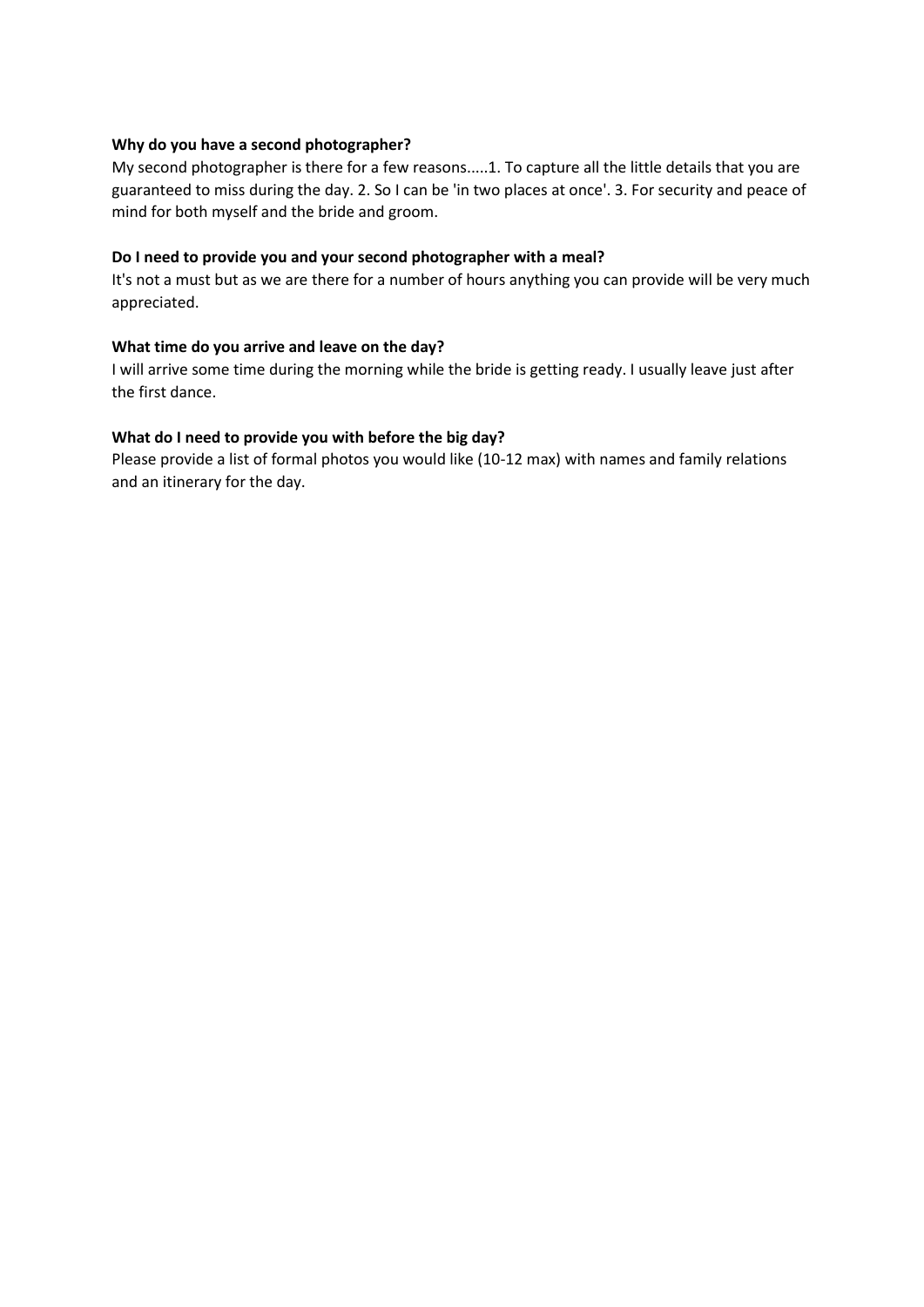**Why do you have a second photographer?**

My second photographer is there for a few reasons.....1. To capture all the little details that you are guaranteed to miss during the day. 2. So I can be 'in two places at once'. 3. For security and peace of mind for both myself and the bride and groom.

**Do I need to provide you and your second photographer with a meal?**

It's not a must but as we are there for a number of hours anything you can provide will be very much appreciated.

**What time do you arrive and leave on the day?**

I will arrive some time during the morning while the bride is getting ready. I usually leave just after the first dance.

**What do I need to provide you with before the big day?**

Please provide a list of formal photos you would like (10-12 max) with names and family relations and an itinerary for the day.